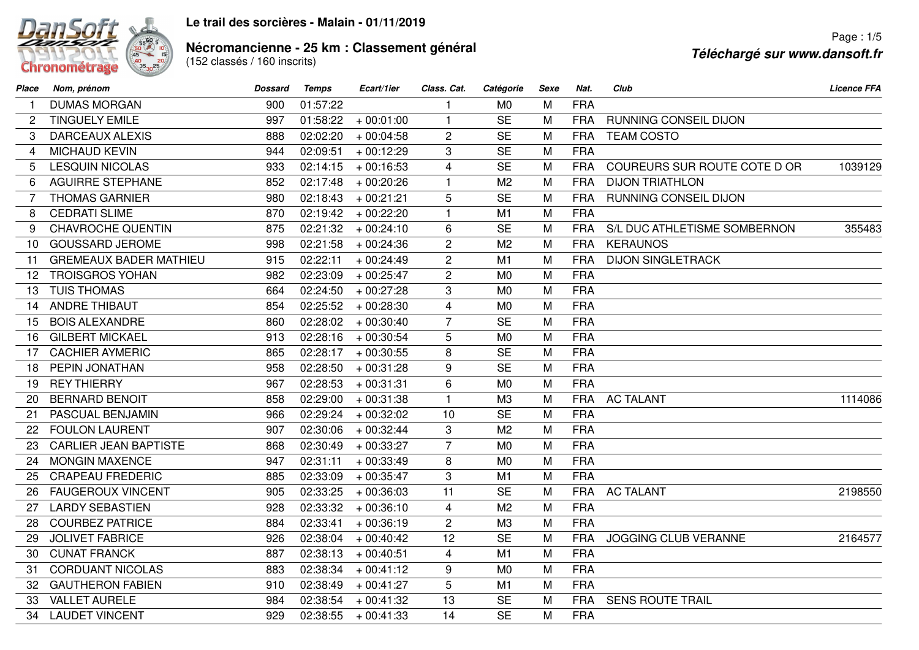# Le trail des sorcières - Malain - 01/11/2019

## Nécromancienne - 25 km : Classement général

(152 classés / 160 inscrits)

*Téléchargé sur www.dansoft.fr*

| Place | Nom, prénom | Dossard | Temps | Ecart/1ier | Class. Cat. | Catégorie | Sexe | Nat. | Club | Licence FFA |
|---|---|---|---|---|---|---|---|---|---|---|
| 1 | DUMAS MORGAN | 900 | 01:57:22 | | 1 | M0 | M | FRA | | |
| 2 | TINGUELY EMILE | 997 | 01:58:22 | + 00:01:00 | 1 | SE | M | FRA | RUNNING CONSEIL DIJON | |
| 3 | DARCEAUX ALEXIS | 888 | 02:02:20 | + 00:04:58 | 2 | SE | M | FRA | TEAM COSTO | |
| 4 | MICHAUD KEVIN | 944 | 02:09:51 | + 00:12:29 | 3 | SE | M | FRA | | |
| 5 | LESQUIN NICOLAS | 933 | 02:14:15 | + 00:16:53 | 4 | SE | M | FRA | COUREURS SUR ROUTE COTE D OR | 1039129 |
| 6 | AGUIRRE STEPHANE | 852 | 02:17:48 | + 00:20:26 | 1 | M2 | M | FRA | DIJON TRIATHLON | |
| 7 | THOMAS GARNIER | 980 | 02:18:43 | + 00:21:21 | 5 | SE | M | FRA | RUNNING CONSEIL DIJON | |
| 8 | CEDRATI SLIME | 870 | 02:19:42 | + 00:22:20 | 1 | M1 | M | FRA | | |
| 9 | CHAVROCHE QUENTIN | 875 | 02:21:32 | + 00:24:10 | 6 | SE | M | FRA | S/L DUC ATHLETISME SOMBERNON | 355483 |
| 10 | GOUSSARD JEROME | 998 | 02:21:58 | + 00:24:36 | 2 | M2 | M | FRA | KERAUNOS | |
| 11 | GREMEAUX BADER MATHIEU | 915 | 02:22:11 | + 00:24:49 | 2 | M1 | M | FRA | DIJON SINGLETRACK | |
| 12 | TROISGROS YOHAN | 982 | 02:23:09 | + 00:25:47 | 2 | M0 | M | FRA | | |
| 13 | TUIS THOMAS | 664 | 02:24:50 | + 00:27:28 | 3 | M0 | M | FRA | | |
| 14 | ANDRE THIBAUT | 854 | 02:25:52 | + 00:28:30 | 4 | M0 | M | FRA | | |
| 15 | BOIS ALEXANDRE | 860 | 02:28:02 | + 00:30:40 | 7 | SE | M | FRA | | |
| 16 | GILBERT MICKAEL | 913 | 02:28:16 | + 00:30:54 | 5 | M0 | M | FRA | | |
| 17 | CACHIER AYMERIC | 865 | 02:28:17 | + 00:30:55 | 8 | SE | M | FRA | | |
| 18 | PEPIN JONATHAN | 958 | 02:28:50 | + 00:31:28 | 9 | SE | M | FRA | | |
| 19 | REY THIERRY | 967 | 02:28:53 | + 00:31:31 | 6 | M0 | M | FRA | | |
| 20 | BERNARD BENOIT | 858 | 02:29:00 | + 00:31:38 | 1 | M3 | M | FRA | AC TALANT | 1114086 |
| 21 | PASCUAL BENJAMIN | 966 | 02:29:24 | + 00:32:02 | 10 | SE | M | FRA | | |
| 22 | FOULON LAURENT | 907 | 02:30:06 | + 00:32:44 | 3 | M2 | M | FRA | | |
| 23 | CARLIER JEAN BAPTISTE | 868 | 02:30:49 | + 00:33:27 | 7 | M0 | M | FRA | | |
| 24 | MONGIN MAXENCE | 947 | 02:31:11 | + 00:33:49 | 8 | M0 | M | FRA | | |
| 25 | CRAPEAU FREDERIC | 885 | 02:33:09 | + 00:35:47 | 3 | M1 | M | FRA | | |
| 26 | FAUGEROUX VINCENT | 905 | 02:33:25 | + 00:36:03 | 11 | SE | M | FRA | AC TALANT | 2198550 |
| 27 | LARDY SEBASTIEN | 928 | 02:33:32 | + 00:36:10 | 4 | M2 | M | FRA | | |
| 28 | COURBEZ PATRICE | 884 | 02:33:41 | + 00:36:19 | 2 | M3 | M | FRA | | |
| 29 | JOLIVET FABRICE | 926 | 02:38:04 | + 00:40:42 | 12 | SE | M | FRA | JOGGING CLUB VERANNE | 2164577 |
| 30 | CUNAT FRANCK | 887 | 02:38:13 | + 00:40:51 | 4 | M1 | M | FRA | | |
| 31 | CORDUANT NICOLAS | 883 | 02:38:34 | + 00:41:12 | 9 | M0 | M | FRA | | |
| 32 | GAUTHERON FABIEN | 910 | 02:38:49 | + 00:41:27 | 5 | M1 | M | FRA | | |
| 33 | VALLET AURELE | 984 | 02:38:54 | + 00:41:32 | 13 | SE | M | FRA | SENS ROUTE TRAIL | |
| 34 | LAUDET VINCENT | 929 | 02:38:55 | + 00:41:33 | 14 | SE | M | FRA | | |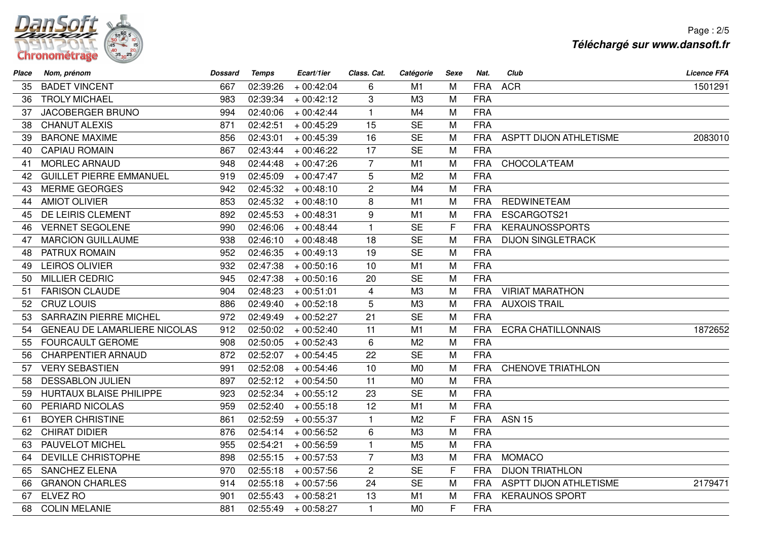| Place | Nom, prénom | Dossard | Temps | Ecart/1ier | Class. Cat. | Catégorie | Sexe | Nat. | Club | Licence FFA |
|---|---|---|---|---|---|---|---|---|---|---|
| 35 | BADET VINCENT | 667 | 02:39:26 | + 00:42:04 | 6 | M1 | M | FRA | ACR | 1501291 |
| 36 | TROLY MICHAEL | 983 | 02:39:34 | + 00:42:12 | 3 | M3 | M | FRA | | |
| 37 | JACOBERGER BRUNO | 994 | 02:40:06 | + 00:42:44 | 1 | M4 | M | FRA | | |
| 38 | CHANUT ALEXIS | 871 | 02:42:51 | + 00:45:29 | 15 | SE | M | FRA | | |
| 39 | BARONE MAXIME | 856 | 02:43:01 | + 00:45:39 | 16 | SE | M | FRA | ASPTT DIJON ATHLETISME | 2083010 |
| 40 | CAPIAU ROMAIN | 867 | 02:43:44 | + 00:46:22 | 17 | SE | M | FRA | | |
| 41 | MORLEC ARNAUD | 948 | 02:44:48 | + 00:47:26 | 7 | M1 | M | FRA | CHOCOLA'TEAM | |
| 42 | GUILLET PIERRE EMMANUEL | 919 | 02:45:09 | + 00:47:47 | 5 | M2 | M | FRA | | |
| 43 | MERME GEORGES | 942 | 02:45:32 | + 00:48:10 | 2 | M4 | M | FRA | | |
| 44 | AMIOT OLIVIER | 853 | 02:45:32 | + 00:48:10 | 8 | M1 | M | FRA | REDWINETEAM | |
| 45 | DE LEIRIS CLEMENT | 892 | 02:45:53 | + 00:48:31 | 9 | M1 | M | FRA | ESCARGOTS21 | |
| 46 | VERNET SEGOLENE | 990 | 02:46:06 | + 00:48:44 | 1 | SE | F | FRA | KERAUNOSSPORTS | |
| 47 | MARCION GUILLAUME | 938 | 02:46:10 | + 00:48:48 | 18 | SE | M | FRA | DIJON SINGLETRACK | |
| 48 | PATRUX ROMAIN | 952 | 02:46:35 | + 00:49:13 | 19 | SE | M | FRA | | |
| 49 | LEIROS OLIVIER | 932 | 02:47:38 | + 00:50:16 | 10 | M1 | M | FRA | | |
| 50 | MILLIER CEDRIC | 945 | 02:47:38 | + 00:50:16 | 20 | SE | M | FRA | | |
| 51 | FARISON CLAUDE | 904 | 02:48:23 | + 00:51:01 | 4 | M3 | M | FRA | VIRIAT MARATHON | |
| 52 | CRUZ LOUIS | 886 | 02:49:40 | + 00:52:18 | 5 | M3 | M | FRA | AUXOIS TRAIL | |
| 53 | SARRAZIN PIERRE MICHEL | 972 | 02:49:49 | + 00:52:27 | 21 | SE | M | FRA | | |
| 54 | GENEAU DE LAMARLIERE NICOLAS | 912 | 02:50:02 | + 00:52:40 | 11 | M1 | M | FRA | ECRA CHATILLONNAIS | 1872652 |
| 55 | FOURCAULT GEROME | 908 | 02:50:05 | + 00:52:43 | 6 | M2 | M | FRA | | |
| 56 | CHARPENTIER ARNAUD | 872 | 02:52:07 | + 00:54:45 | 22 | SE | M | FRA | | |
| 57 | VERY SEBASTIEN | 991 | 02:52:08 | + 00:54:46 | 10 | M0 | M | FRA | CHENOVE TRIATHLON | |
| 58 | DESSABLON JULIEN | 897 | 02:52:12 | + 00:54:50 | 11 | M0 | M | FRA | | |
| 59 | HURTAUX BLAISE PHILIPPE | 923 | 02:52:34 | + 00:55:12 | 23 | SE | M | FRA | | |
| 60 | PERIARD NICOLAS | 959 | 02:52:40 | + 00:55:18 | 12 | M1 | M | FRA | | |
| 61 | BOYER CHRISTINE | 861 | 02:52:59 | + 00:55:37 | 1 | M2 | F | FRA | ASN 15 | |
| 62 | CHIRAT DIDIER | 876 | 02:54:14 | + 00:56:52 | 6 | M3 | M | FRA | | |
| 63 | PAUVELOT MICHEL | 955 | 02:54:21 | + 00:56:59 | 1 | M5 | M | FRA | | |
| 64 | DEVILLE CHRISTOPHE | 898 | 02:55:15 | + 00:57:53 | 7 | M3 | M | FRA | MOMACO | |
| 65 | SANCHEZ ELENA | 970 | 02:55:18 | + 00:57:56 | 2 | SE | F | FRA | DIJON TRIATHLON | |
| 66 | GRANON CHARLES | 914 | 02:55:18 | + 00:57:56 | 24 | SE | M | FRA | ASPTT DIJON ATHLETISME | 2179471 |
| 67 | ELVEZ RO | 901 | 02:55:43 | + 00:58:21 | 13 | M1 | M | FRA | KERAUNOS SPORT | |
| 68 | COLIN MELANIE | 881 | 02:55:49 | + 00:58:27 | 1 | M0 | F | FRA | | |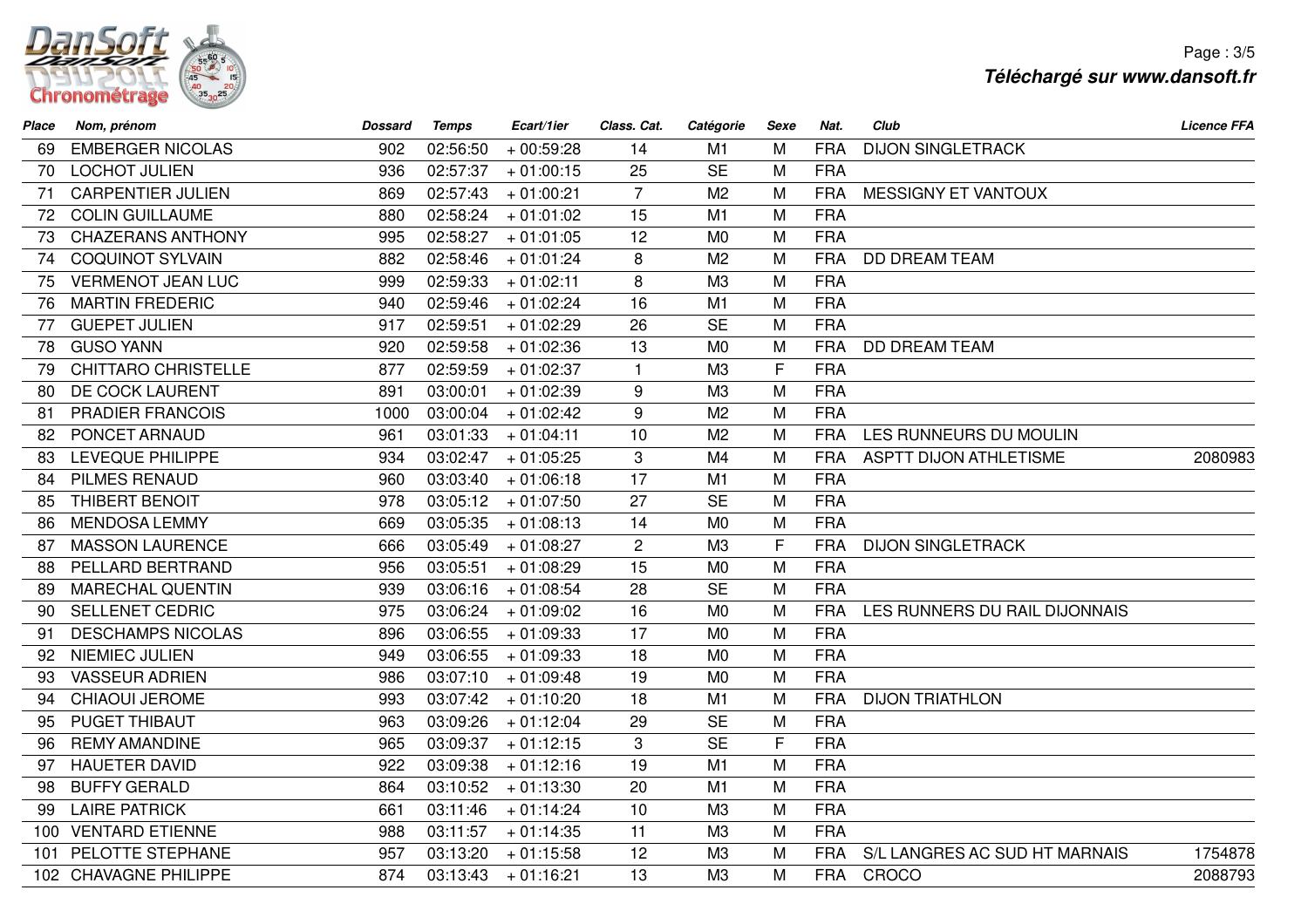| Place | Nom, prénom | Dossard | Temps | Ecart/1ier | Class. Cat. | Catégorie | Sexe | Nat. | Club | Licence FFA |
|---|---|---|---|---|---|---|---|---|---|---|
| 69 | EMBERGER NICOLAS | 902 | 02:56:50 | + 00:59:28 | 14 | M1 | M | FRA | DIJON SINGLETRACK | |
| 70 | LOCHOT JULIEN | 936 | 02:57:37 | + 01:00:15 | 25 | SE | M | FRA | | |
| 71 | CARPENTIER JULIEN | 869 | 02:57:43 | + 01:00:21 | 7 | M2 | M | FRA | MESSIGNY ET VANTOUX | |
| 72 | COLIN GUILLAUME | 880 | 02:58:24 | + 01:01:02 | 15 | M1 | M | FRA | | |
| 73 | CHAZERANS ANTHONY | 995 | 02:58:27 | + 01:01:05 | 12 | M0 | M | FRA | | |
| 74 | COQUINOT SYLVAIN | 882 | 02:58:46 | + 01:01:24 | 8 | M2 | M | FRA | DD DREAM TEAM | |
| 75 | VERMENOT JEAN LUC | 999 | 02:59:33 | + 01:02:11 | 8 | M3 | M | FRA | | |
| 76 | MARTIN FREDERIC | 940 | 02:59:46 | + 01:02:24 | 16 | M1 | M | FRA | | |
| 77 | GUEPET JULIEN | 917 | 02:59:51 | + 01:02:29 | 26 | SE | M | FRA | | |
| 78 | GUSO YANN | 920 | 02:59:58 | + 01:02:36 | 13 | M0 | M | FRA | DD DREAM TEAM | |
| 79 | CHITTARO CHRISTELLE | 877 | 02:59:59 | + 01:02:37 | 1 | M3 | F | FRA | | |
| 80 | DE COCK LAURENT | 891 | 03:00:01 | + 01:02:39 | 9 | M3 | M | FRA | | |
| 81 | PRADIER FRANCOIS | 1000 | 03:00:04 | + 01:02:42 | 9 | M2 | M | FRA | | |
| 82 | PONCET ARNAUD | 961 | 03:01:33 | + 01:04:11 | 10 | M2 | M | FRA | LES RUNNEURS DU MOULIN | |
| 83 | LEVEQUE PHILIPPE | 934 | 03:02:47 | + 01:05:25 | 3 | M4 | M | FRA | ASPTT DIJON ATHLETISME | 2080983 |
| 84 | PILMES RENAUD | 960 | 03:03:40 | + 01:06:18 | 17 | M1 | M | FRA | | |
| 85 | THIBERT BENOIT | 978 | 03:05:12 | + 01:07:50 | 27 | SE | M | FRA | | |
| 86 | MENDOSA LEMMY | 669 | 03:05:35 | + 01:08:13 | 14 | M0 | M | FRA | | |
| 87 | MASSON LAURENCE | 666 | 03:05:49 | + 01:08:27 | 2 | M3 | F | FRA | DIJON SINGLETRACK | |
| 88 | PELLARD BERTRAND | 956 | 03:05:51 | + 01:08:29 | 15 | M0 | M | FRA | | |
| 89 | MARECHAL QUENTIN | 939 | 03:06:16 | + 01:08:54 | 28 | SE | M | FRA | | |
| 90 | SELLENET CEDRIC | 975 | 03:06:24 | + 01:09:02 | 16 | M0 | M | FRA | LES RUNNERS DU RAIL DIJONNAIS | |
| 91 | DESCHAMPS NICOLAS | 896 | 03:06:55 | + 01:09:33 | 17 | M0 | M | FRA | | |
| 92 | NIEMIEC JULIEN | 949 | 03:06:55 | + 01:09:33 | 18 | M0 | M | FRA | | |
| 93 | VASSEUR ADRIEN | 986 | 03:07:10 | + 01:09:48 | 19 | M0 | M | FRA | | |
| 94 | CHIAOUI JEROME | 993 | 03:07:42 | + 01:10:20 | 18 | M1 | M | FRA | DIJON TRIATHLON | |
| 95 | PUGET THIBAUT | 963 | 03:09:26 | + 01:12:04 | 29 | SE | M | FRA | | |
| 96 | REMY AMANDINE | 965 | 03:09:37 | + 01:12:15 | 3 | SE | F | FRA | | |
| 97 | HAUETER DAVID | 922 | 03:09:38 | + 01:12:16 | 19 | M1 | M | FRA | | |
| 98 | BUFFY GERALD | 864 | 03:10:52 | + 01:13:30 | 20 | M1 | M | FRA | | |
| 99 | LAIRE PATRICK | 661 | 03:11:46 | + 01:14:24 | 10 | M3 | M | FRA | | |
| 100 | VENTARD ETIENNE | 988 | 03:11:57 | + 01:14:35 | 11 | M3 | M | FRA | | |
| 101 | PELOTTE STEPHANE | 957 | 03:13:20 | + 01:15:58 | 12 | M3 | M | FRA | S/L LANGRES AC SUD HT MARNAIS | 1754878 |
| 102 | CHAVAGNE PHILIPPE | 874 | 03:13:43 | + 01:16:21 | 13 | M3 | M | FRA | CROCO | 2088793 |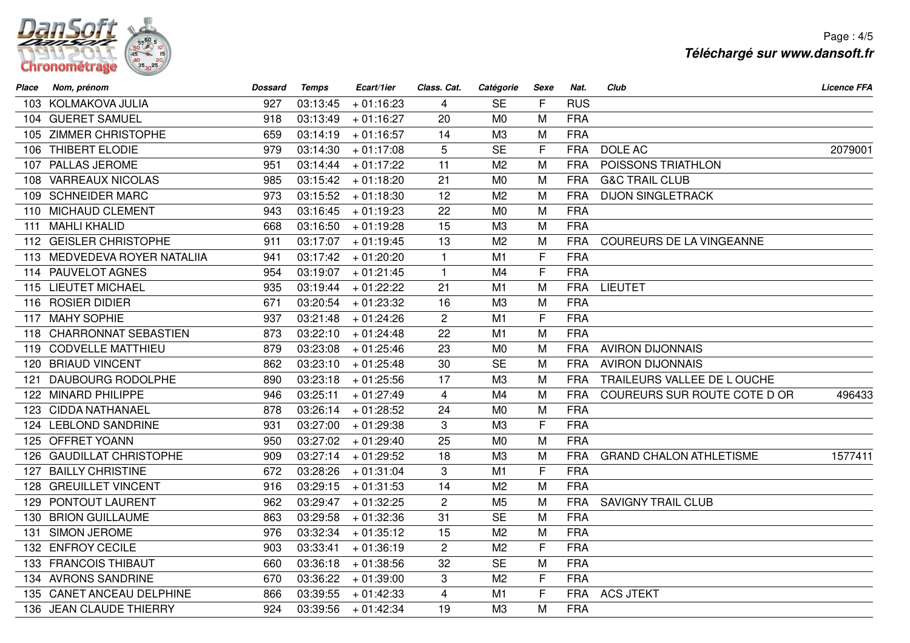| Place | Nom, prénom | Dossard | Temps | Ecart/1ier | Class. Cat. | Catégorie | Sexe | Nat. | Club | Licence FFA |
|---|---|---|---|---|---|---|---|---|---|---|
| 103 | KOLMAKOVA JULIA | 927 | 03:13:45 | + 01:16:23 | 4 | SE | F | RUS | | |
| 104 | GUERET SAMUEL | 918 | 03:13:49 | + 01:16:27 | 20 | M0 | M | FRA | | |
| 105 | ZIMMER CHRISTOPHE | 659 | 03:14:19 | + 01:16:57 | 14 | M3 | M | FRA | | |
| 106 | THIBERT ELODIE | 979 | 03:14:30 | + 01:17:08 | 5 | SE | F | FRA | DOLE AC | 2079001 |
| 107 | PALLAS JEROME | 951 | 03:14:44 | + 01:17:22 | 11 | M2 | M | FRA | POISSONS TRIATHLON | |
| 108 | VARREAUX NICOLAS | 985 | 03:15:42 | + 01:18:20 | 21 | M0 | M | FRA | G&C TRAIL CLUB | |
| 109 | SCHNEIDER MARC | 973 | 03:15:52 | + 01:18:30 | 12 | M2 | M | FRA | DIJON SINGLETRACK | |
| 110 | MICHAUD CLEMENT | 943 | 03:16:45 | + 01:19:23 | 22 | M0 | M | FRA | | |
| 111 | MAHLI KHALID | 668 | 03:16:50 | + 01:19:28 | 15 | M3 | M | FRA | | |
| 112 | GEISLER CHRISTOPHE | 911 | 03:17:07 | + 01:19:45 | 13 | M2 | M | FRA | COUREURS DE LA VINGEANNE | |
| 113 | MEDVEDEVA ROYER NATALIIA | 941 | 03:17:42 | + 01:20:20 | 1 | M1 | F | FRA | | |
| 114 | PAUVELOT AGNES | 954 | 03:19:07 | + 01:21:45 | 1 | M4 | F | FRA | | |
| 115 | LIEUTET MICHAEL | 935 | 03:19:44 | + 01:22:22 | 21 | M1 | M | FRA | LIEUTET | |
| 116 | ROSIER DIDIER | 671 | 03:20:54 | + 01:23:32 | 16 | M3 | M | FRA | | |
| 117 | MAHY SOPHIE | 937 | 03:21:48 | + 01:24:26 | 2 | M1 | F | FRA | | |
| 118 | CHARRONNAT SEBASTIEN | 873 | 03:22:10 | + 01:24:48 | 22 | M1 | M | FRA | | |
| 119 | CODVELLE MATTHIEU | 879 | 03:23:08 | + 01:25:46 | 23 | M0 | M | FRA | AVIRON DIJONNAIS | |
| 120 | BRIAUD VINCENT | 862 | 03:23:10 | + 01:25:48 | 30 | SE | M | FRA | AVIRON DIJONNAIS | |
| 121 | DAUBOURG RODOLPHE | 890 | 03:23:18 | + 01:25:56 | 17 | M3 | M | FRA | TRAILEURS VALLEE DE L OUCHE | |
| 122 | MINARD PHILIPPE | 946 | 03:25:11 | + 01:27:49 | 4 | M4 | M | FRA | COUREURS SUR ROUTE COTE D OR | 496433 |
| 123 | CIDDA NATHANAEL | 878 | 03:26:14 | + 01:28:52 | 24 | M0 | M | FRA | | |
| 124 | LEBLOND SANDRINE | 931 | 03:27:00 | + 01:29:38 | 3 | M3 | F | FRA | | |
| 125 | OFFRET YOANN | 950 | 03:27:02 | + 01:29:40 | 25 | M0 | M | FRA | | |
| 126 | GAUDILLAT CHRISTOPHE | 909 | 03:27:14 | + 01:29:52 | 18 | M3 | M | FRA | GRAND CHALON ATHLETISME | 1577411 |
| 127 | BAILLY CHRISTINE | 672 | 03:28:26 | + 01:31:04 | 3 | M1 | F | FRA | | |
| 128 | GREUILLET VINCENT | 916 | 03:29:15 | + 01:31:53 | 14 | M2 | M | FRA | | |
| 129 | PONTOUT LAURENT | 962 | 03:29:47 | + 01:32:25 | 2 | M5 | M | FRA | SAVIGNY TRAIL CLUB | |
| 130 | BRION GUILLAUME | 863 | 03:29:58 | + 01:32:36 | 31 | SE | M | FRA | | |
| 131 | SIMON JEROME | 976 | 03:32:34 | + 01:35:12 | 15 | M2 | M | FRA | | |
| 132 | ENFROY CECILE | 903 | 03:33:41 | + 01:36:19 | 2 | M2 | F | FRA | | |
| 133 | FRANCOIS THIBAUT | 660 | 03:36:18 | + 01:38:56 | 32 | SE | M | FRA | | |
| 134 | AVRONS SANDRINE | 670 | 03:36:22 | + 01:39:00 | 3 | M2 | F | FRA | | |
| 135 | CANET ANCEAU DELPHINE | 866 | 03:39:55 | + 01:42:33 | 4 | M1 | F | FRA | ACS JTEKT | |
| 136 | JEAN CLAUDE THIERRY | 924 | 03:39:56 | + 01:42:34 | 19 | M3 | M | FRA | | |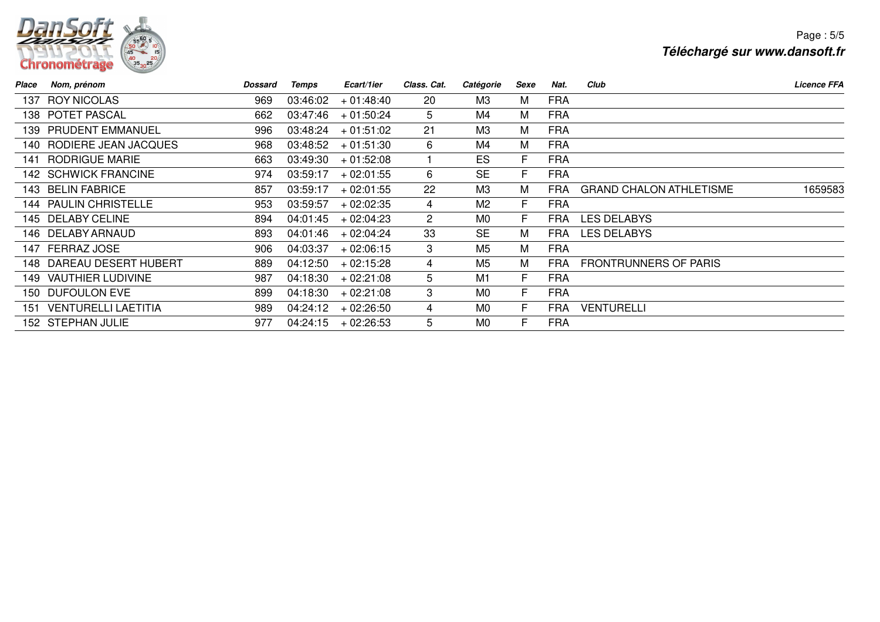| Place | Nom, prénom | Dossard | Temps | Ecart/1ier | Class. Cat. | Catégorie | Sexe | Nat. | Club | Licence FFA |
|---|---|---|---|---|---|---|---|---|---|---|
| 137 | ROY NICOLAS | 969 | 03:46:02 | + 01:48:40 | 20 | M3 | M | FRA | | |
| 138 | POTET PASCAL | 662 | 03:47:46 | + 01:50:24 | 5 | M4 | M | FRA | | |
| 139 | PRUDENT EMMANUEL | 996 | 03:48:24 | + 01:51:02 | 21 | M3 | M | FRA | | |
| 140 | RODIERE JEAN JACQUES | 968 | 03:48:52 | + 01:51:30 | 6 | M4 | M | FRA | | |
| 141 | RODRIGUE MARIE | 663 | 03:49:30 | + 01:52:08 | 1 | ES | F | FRA | | |
| 142 | SCHWICK FRANCINE | 974 | 03:59:17 | + 02:01:55 | 6 | SE | F | FRA | | |
| 143 | BELIN FABRICE | 857 | 03:59:17 | + 02:01:55 | 22 | M3 | M | FRA | GRAND CHALON ATHLETISME | 1659583 |
| 144 | PAULIN CHRISTELLE | 953 | 03:59:57 | + 02:02:35 | 4 | M2 | F | FRA | | |
| 145 | DELABY CELINE | 894 | 04:01:45 | + 02:04:23 | 2 | M0 | F | FRA | LES DELABYS | |
| 146 | DELABY ARNAUD | 893 | 04:01:46 | + 02:04:24 | 33 | SE | M | FRA | LES DELABYS | |
| 147 | FERRAZ JOSE | 906 | 04:03:37 | + 02:06:15 | 3 | M5 | M | FRA | | |
| 148 | DAREAU DESERT HUBERT | 889 | 04:12:50 | + 02:15:28 | 4 | M5 | M | FRA | FRONTRUNNERS OF PARIS | |
| 149 | VAUTHIER LUDIVINE | 987 | 04:18:30 | + 02:21:08 | 5 | M1 | F | FRA | | |
| 150 | DUFOULON EVE | 899 | 04:18:30 | + 02:21:08 | 3 | M0 | F | FRA | | |
| 151 | VENTURELLI LAETITIA | 989 | 04:24:12 | + 02:26:50 | 4 | M0 | F | FRA | VENTURELLI | |
| 152 | STEPHAN JULIE | 977 | 04:24:15 | + 02:26:53 | 5 | M0 | F | FRA | | |